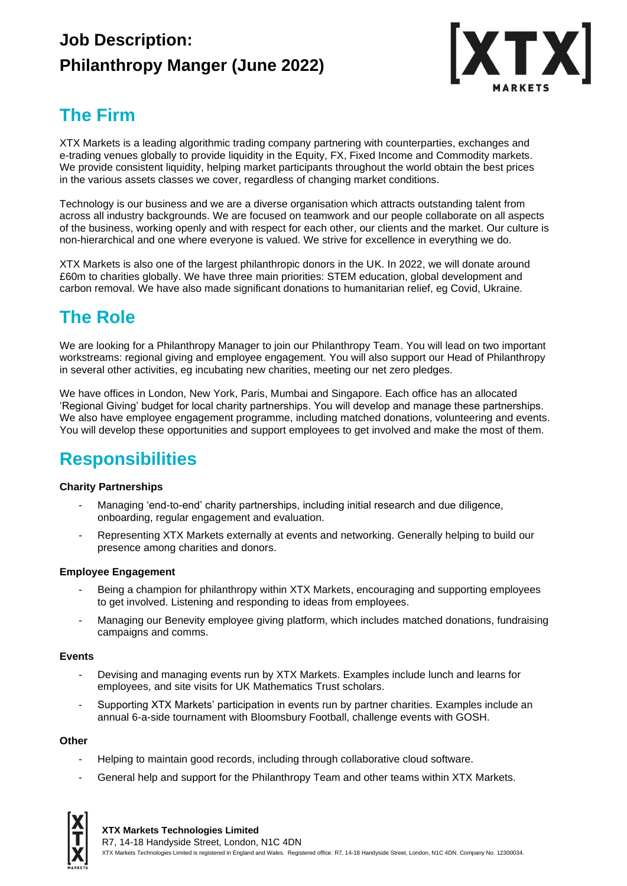# Job Description: Philanthropy Manger (June 2022)

## The Firm

XTX Markets is a leading algorithmic trading company partnering with counterparties, exchanges and e-trading venues globally to provide liquidity in the Equity, FX, Fixed Income and Commodity markets. We provide consistent liquidity, helping market participants throughout the world obtain the best prices in the various assets classes we cover, regardless of changing market conditions.

Technology is our business and we are a diverse organisation which attracts outstanding talent from across all industry backgrounds. We are focused on teamwork and our people collaborate on all aspects of the business, working openly and with respect for each other, our clients and the market. Our culture is non-hierarchical and one where everyone is valued. We strive for excellence in everything we do.

XTX Markets is also one of the largest philanthropic donors in the UK. In 2022, we will donate around £60m to charities globally. We have three main priorities: STEM education, global development and carbon removal. We have also made significant donations to humanitarian relief, eg Covid, Ukraine.

## The Role

We are looking for a Philanthropy Manager to join our Philanthropy Team. You will lead on two important workstreams: regional giving and employee engagement. You will also support our Head of Philanthropy in several other activities, eg incubating new charities, meeting our net zero pledges.

We have offices in London, New York, Paris, Mumbai and Singapore. Each office has an allocated 'Regional Giving' budget for local charity partnerships. You will develop and manage these partnerships. We also have employee engagement programme, including matched donations, volunteering and events. You will develop these opportunities and support employees to get involved and make the most of them.

## Responsibilities

**Charity Partnerships**

- Managing 'end-to-end' charity partnerships, including initial research and due diligence, onboarding, regular engagement and evaluation.
- Representing XTX Markets externally at events and networking. Generally helping to build our presence among charities and donors.

**Employee Engagement**

- Being a champion for philanthropy within XTX Markets, encouraging and supporting employees to get involved. Listening and responding to ideas from employees.
- Managing our Benevity employee giving platform, which includes matched donations, fundraising campaigns and comms.

**Events**

- Devising and managing events run by XTX Markets. Examples include lunch and learns for employees, and site visits for UK Mathematics Trust scholars.
- Supporting XTX Markets' participation in events run by partner charities. Examples include an annual 6-a-side tournament with Bloomsbury Football, challenge events with GOSH.

**Other**

- Helping to maintain good records, including through collaborative cloud software.
- General help and support for the Philanthropy Team and other teams within XTX Markets.

**XTX Markets Technologies Limited**
R7, 14-18 Handyside Street, London, N1C 4DN
XTX Markets Technologies Limited is registered in England and Wales. Registered office: R7, 14-18 Handyside Street, London, N1C 4DN. Company No. 12300034.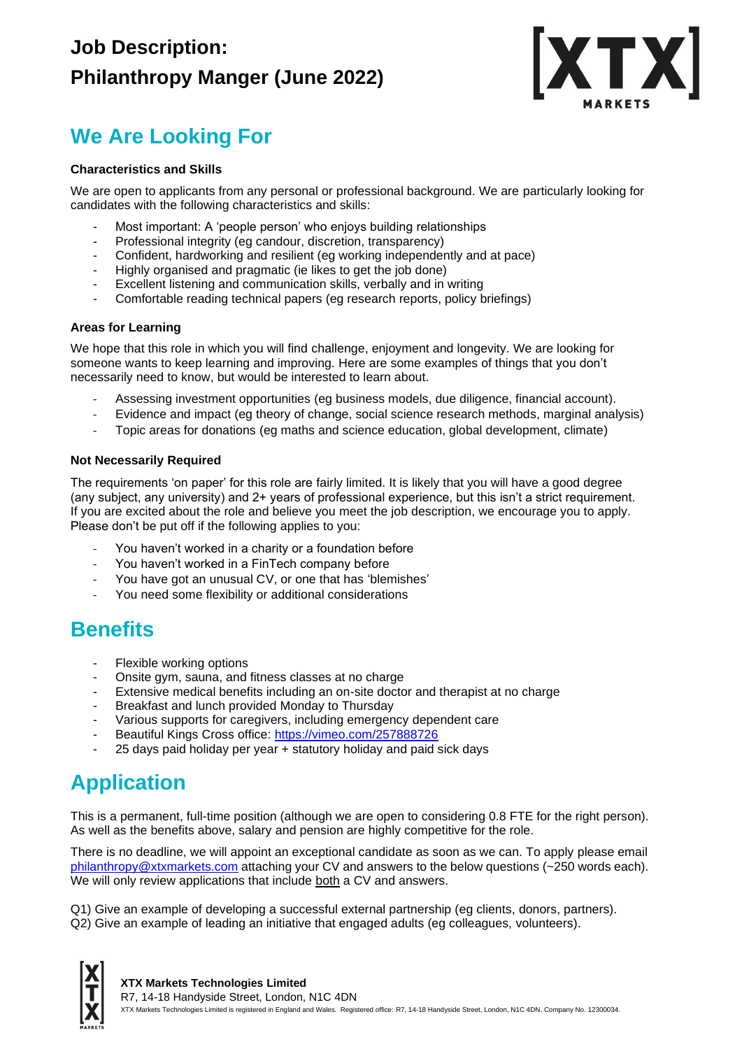# Job Description:
# Philanthropy Manger (June 2022)

## We Are Looking For

**Characteristics and Skills**

We are open to applicants from any personal or professional background. We are particularly looking for candidates with the following characteristics and skills:

- Most important: A 'people person' who enjoys building relationships
- Professional integrity (eg candour, discretion, transparency)
- Confident, hardworking and resilient (eg working independently and at pace)
- Highly organised and pragmatic (ie likes to get the job done)
- Excellent listening and communication skills, verbally and in writing
- Comfortable reading technical papers (eg research reports, policy briefings)

**Areas for Learning**

We hope that this role in which you will find challenge, enjoyment and longevity. We are looking for someone wants to keep learning and improving. Here are some examples of things that you don't necessarily need to know, but would be interested to learn about.

- Assessing investment opportunities (eg business models, due diligence, financial account).
- Evidence and impact (eg theory of change, social science research methods, marginal analysis)
- Topic areas for donations (eg maths and science education, global development, climate)

**Not Necessarily Required**

The requirements 'on paper' for this role are fairly limited. It is likely that you will have a good degree (any subject, any university) and 2+ years of professional experience, but this isn't a strict requirement. If you are excited about the role and believe you meet the job description, we encourage you to apply. Please don't be put off if the following applies to you:

- You haven't worked in a charity or a foundation before
- You haven't worked in a FinTech company before
- You have got an unusual CV, or one that has 'blemishes'
- You need some flexibility or additional considerations

## Benefits

- Flexible working options
- Onsite gym, sauna, and fitness classes at no charge
- Extensive medical benefits including an on-site doctor and therapist at no charge
- Breakfast and lunch provided Monday to Thursday
- Various supports for caregivers, including emergency dependent care
- Beautiful Kings Cross office: https://vimeo.com/257888726
- 25 days paid holiday per year + statutory holiday and paid sick days

## Application

This is a permanent, full-time position (although we are open to considering 0.8 FTE for the right person). As well as the benefits above, salary and pension are highly competitive for the role.

There is no deadline, we will appoint an exceptional candidate as soon as we can. To apply please email philanthropy@xtxmarkets.com attaching your CV and answers to the below questions (~250 words each). We will only review applications that include both a CV and answers.

Q1) Give an example of developing a successful external partnership (eg clients, donors, partners).
Q2) Give an example of leading an initiative that engaged adults (eg colleagues, volunteers).

**XTX Markets Technologies Limited**
R7, 14-18 Handyside Street, London, N1C 4DN
XTX Markets Technologies Limited is registered in England and Wales. Registered office: R7, 14-18 Handyside Street, London, N1C 4DN. Company No. 12300034.